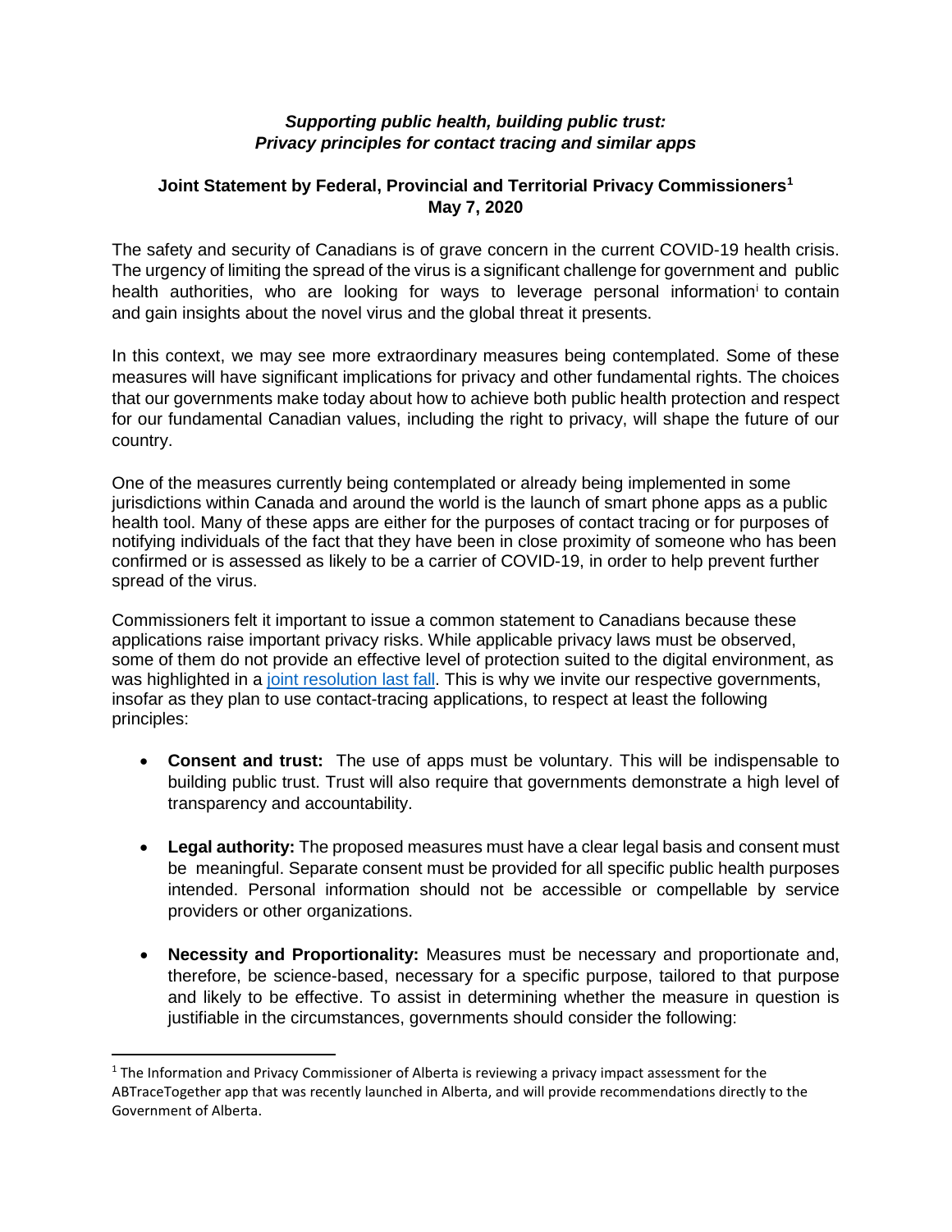### *Supporting public health, building public trust: Privacy principles for contact tracing and similar apps*

**Joint Statement by Federal, Provincial and Territorial Privacy Commissioners[1]**
**May 7, 2020**

The safety and security of Canadians is of grave concern in the current COVID-19 health crisis. The urgency of limiting the spread of the virus is a significant challenge for government and public health authorities, who are looking for ways to leverage personal information[i] to contain and gain insights about the novel virus and the global threat it presents.

In this context, we may see more extraordinary measures being contemplated. Some of these measures will have significant implications for privacy and other fundamental rights. The choices that our governments make today about how to achieve both public health protection and respect for our fundamental Canadian values, including the right to privacy, will shape the future of our country.

One of the measures currently being contemplated or already being implemented in some jurisdictions within Canada and around the world is the launch of smart phone apps as a public health tool. Many of these apps are either for the purposes of contact tracing or for purposes of notifying individuals of the fact that they have been in close proximity of someone who has been confirmed or is assessed as likely to be a carrier of COVID-19, in order to help prevent further spread of the virus.

Commissioners felt it important to issue a common statement to Canadians because these applications raise important privacy risks. While applicable privacy laws must be observed, some of them do not provide an effective level of protection suited to the digital environment, as was highlighted in a joint resolution last fall. This is why we invite our respective governments, insofar as they plan to use contact-tracing applications, to respect at least the following principles:

- **Consent and trust:** The use of apps must be voluntary. This will be indispensable to building public trust. Trust will also require that governments demonstrate a high level of transparency and accountability.
- **Legal authority:** The proposed measures must have a clear legal basis and consent must be meaningful. Separate consent must be provided for all specific public health purposes intended. Personal information should not be accessible or compellable by service providers or other organizations.
- **Necessity and Proportionality:** Measures must be necessary and proportionate and, therefore, be science-based, necessary for a specific purpose, tailored to that purpose and likely to be effective. To assist in determining whether the measure in question is justifiable in the circumstances, governments should consider the following:

---

[1] The Information and Privacy Commissioner of Alberta is reviewing a privacy impact assessment for the ABTraceTogether app that was recently launched in Alberta, and will provide recommendations directly to the Government of Alberta.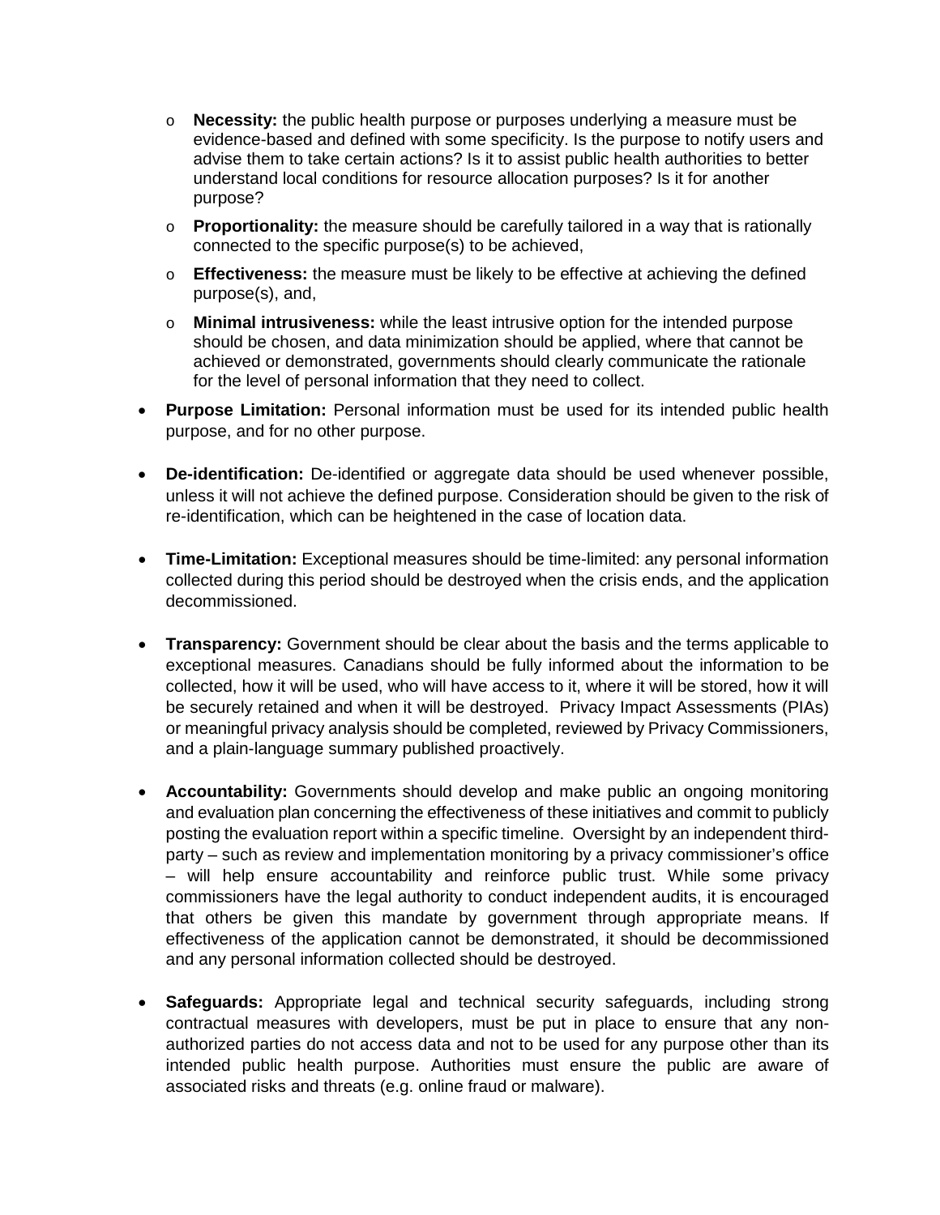- **Necessity:** the public health purpose or purposes underlying a measure must be evidence-based and defined with some specificity. Is the purpose to notify users and advise them to take certain actions? Is it to assist public health authorities to better understand local conditions for resource allocation purposes? Is it for another purpose?
  - **Proportionality:** the measure should be carefully tailored in a way that is rationally connected to the specific purpose(s) to be achieved,
  - **Effectiveness:** the measure must be likely to be effective at achieving the defined purpose(s), and,
  - **Minimal intrusiveness:** while the least intrusive option for the intended purpose should be chosen, and data minimization should be applied, where that cannot be achieved or demonstrated, governments should clearly communicate the rationale for the level of personal information that they need to collect.

- **Purpose Limitation:** Personal information must be used for its intended public health purpose, and for no other purpose.

- **De-identification:** De-identified or aggregate data should be used whenever possible, unless it will not achieve the defined purpose. Consideration should be given to the risk of re-identification, which can be heightened in the case of location data.

- **Time-Limitation:** Exceptional measures should be time-limited: any personal information collected during this period should be destroyed when the crisis ends, and the application decommissioned.

- **Transparency:** Government should be clear about the basis and the terms applicable to exceptional measures. Canadians should be fully informed about the information to be collected, how it will be used, who will have access to it, where it will be stored, how it will be securely retained and when it will be destroyed. Privacy Impact Assessments (PIAs) or meaningful privacy analysis should be completed, reviewed by Privacy Commissioners, and a plain-language summary published proactively.

- **Accountability:** Governments should develop and make public an ongoing monitoring and evaluation plan concerning the effectiveness of these initiatives and commit to publicly posting the evaluation report within a specific timeline. Oversight by an independent third-party – such as review and implementation monitoring by a privacy commissioner's office – will help ensure accountability and reinforce public trust. While some privacy commissioners have the legal authority to conduct independent audits, it is encouraged that others be given this mandate by government through appropriate means. If effectiveness of the application cannot be demonstrated, it should be decommissioned and any personal information collected should be destroyed.

- **Safeguards:** Appropriate legal and technical security safeguards, including strong contractual measures with developers, must be put in place to ensure that any non-authorized parties do not access data and not to be used for any purpose other than its intended public health purpose. Authorities must ensure the public are aware of associated risks and threats (e.g. online fraud or malware).